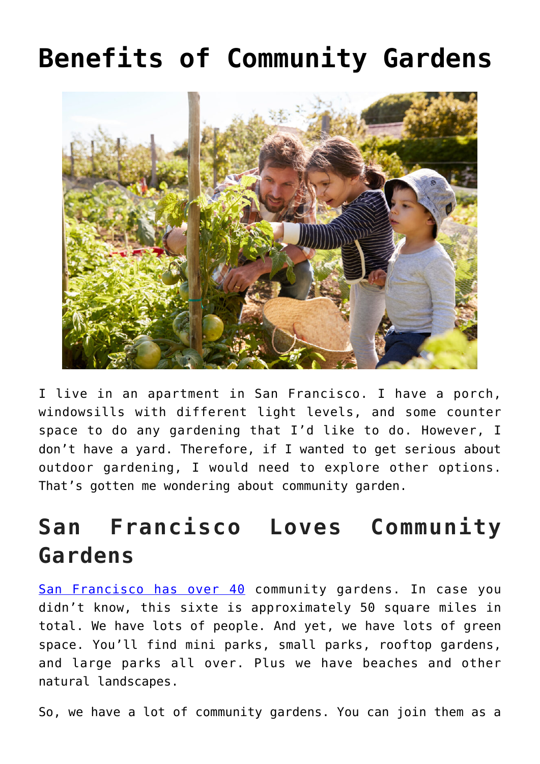# Benefits of Community Gardens

I live in an apartment in San Francisco. I have a porch, windowsills with different light levels, and some counter space to do any gardening that I'd like to do. However, I don't have a yard. Therefore, if I wanted to get serious about outdoor gardening, I would need to explore other options. That's gotten me wondering about community garden.

## San Francisco Loves Community Gardens

[San Francisco has over 40](#) community gardens. In case you didn't know, this sixte is approximately 50 square miles in total. We have lots of people. And yet, we have lots of green space. You'll find mini parks, small parks, rooftop gardens, and large parks all over. Plus we have beaches and other natural landscapes.

So, we have a lot of community gardens. You can join them as a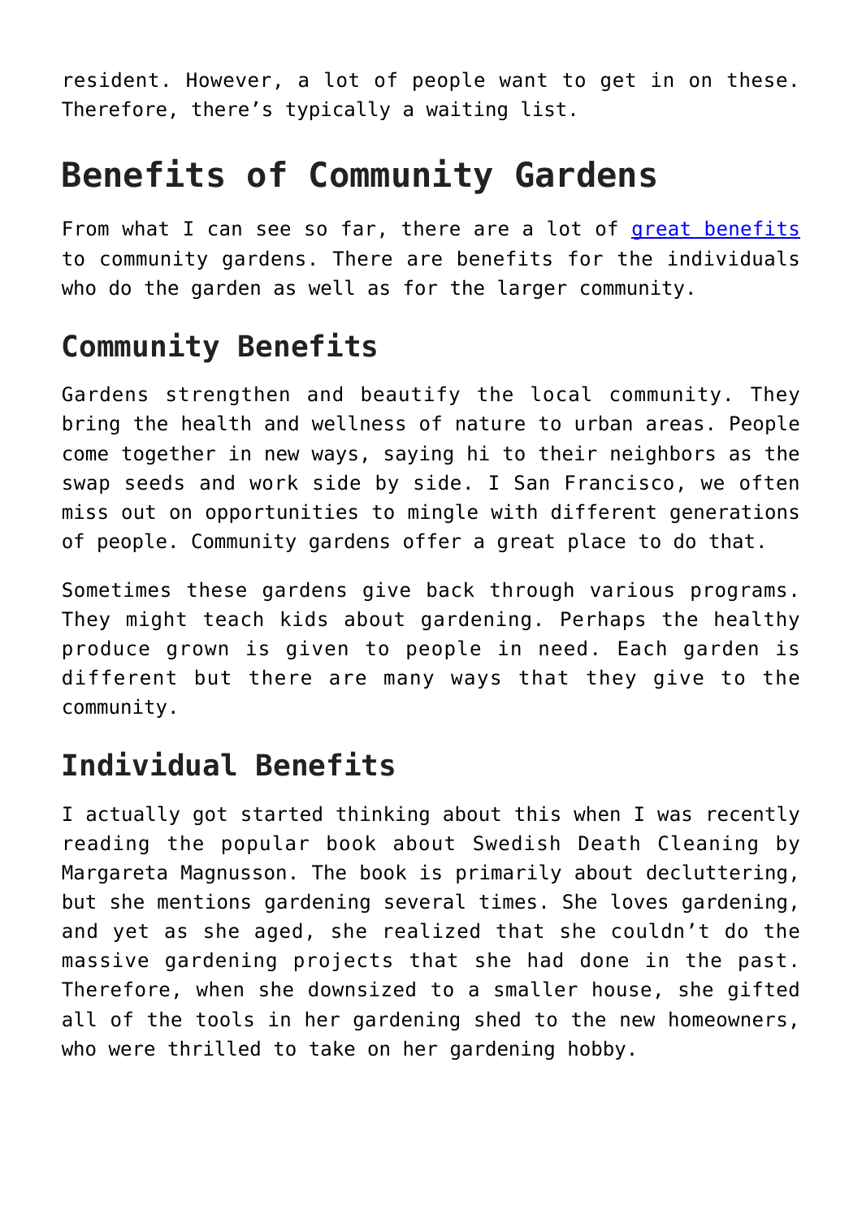resident. However, a lot of people want to get in on these. Therefore, there's typically a waiting list.

# Benefits of Community Gardens

From what I can see so far, there are a lot of [great benefits](great benefits) to community gardens. There are benefits for the individuals who do the garden as well as for the larger community.

## Community Benefits

Gardens strengthen and beautify the local community. They bring the health and wellness of nature to urban areas. People come together in new ways, saying hi to their neighbors as the swap seeds and work side by side. I San Francisco, we often miss out on opportunities to mingle with different generations of people. Community gardens offer a great place to do that.

Sometimes these gardens give back through various programs. They might teach kids about gardening. Perhaps the healthy produce grown is given to people in need. Each garden is different but there are many ways that they give to the community.

## Individual Benefits

I actually got started thinking about this when I was recently reading the popular book about Swedish Death Cleaning by Margareta Magnusson. The book is primarily about decluttering, but she mentions gardening several times. She loves gardening, and yet as she aged, she realized that she couldn't do the massive gardening projects that she had done in the past. Therefore, when she downsized to a smaller house, she gifted all of the tools in her gardening shed to the new homeowners, who were thrilled to take on her gardening hobby.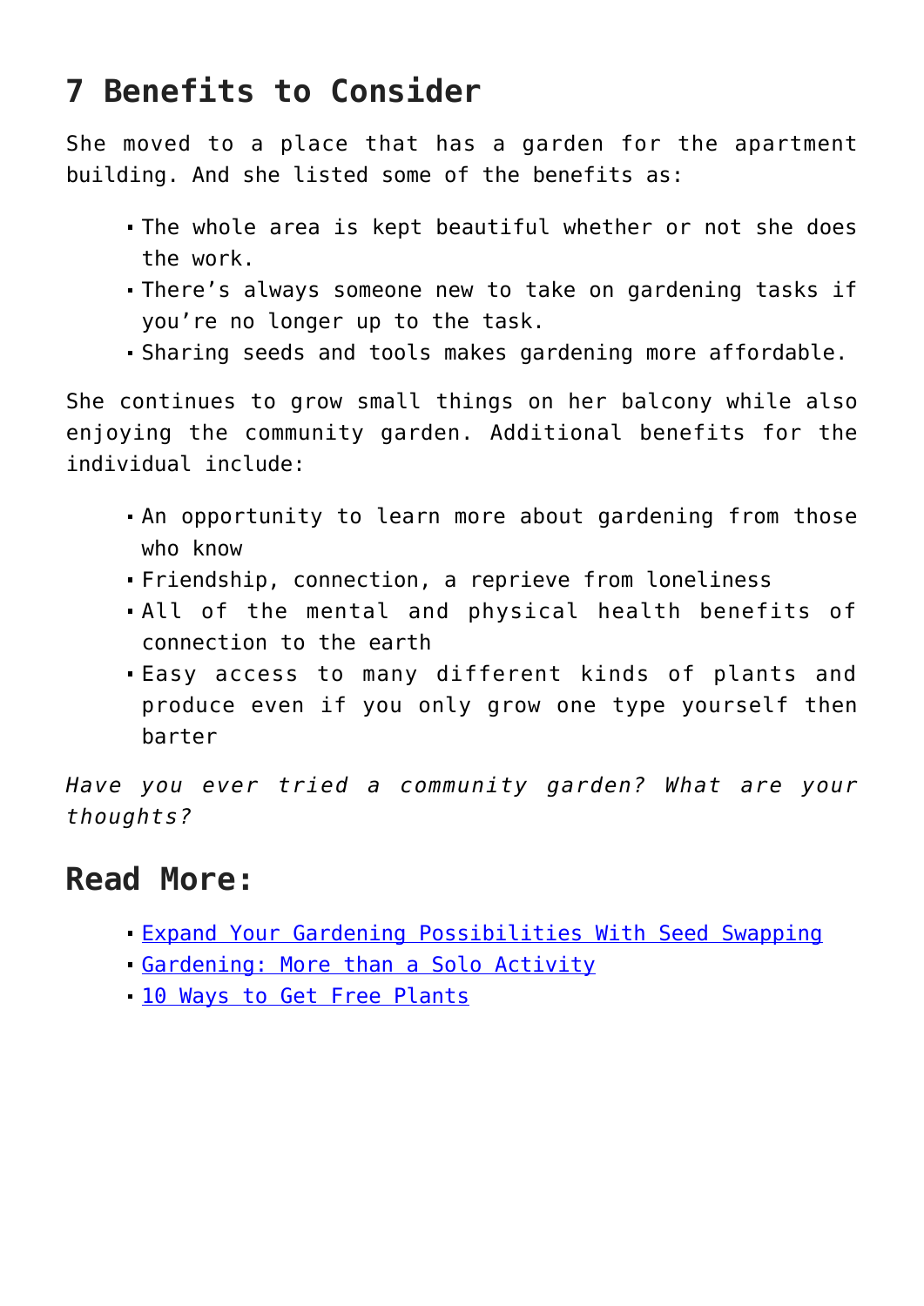## 7 Benefits to Consider

She moved to a place that has a garden for the apartment building. And she listed some of the benefits as:

- The whole area is kept beautiful whether or not she does the work.
- There's always someone new to take on gardening tasks if you're no longer up to the task.
- Sharing seeds and tools makes gardening more affordable.

She continues to grow small things on her balcony while also enjoying the community garden. Additional benefits for the individual include:

- An opportunity to learn more about gardening from those who know
- Friendship, connection, a reprieve from loneliness
- All of the mental and physical health benefits of connection to the earth
- Easy access to many different kinds of plants and produce even if you only grow one type yourself then barter

*Have you ever tried a community garden? What are your thoughts?*

## Read More:

- Expand Your Gardening Possibilities With Seed Swapping
- Gardening: More than a Solo Activity
- 10 Ways to Get Free Plants